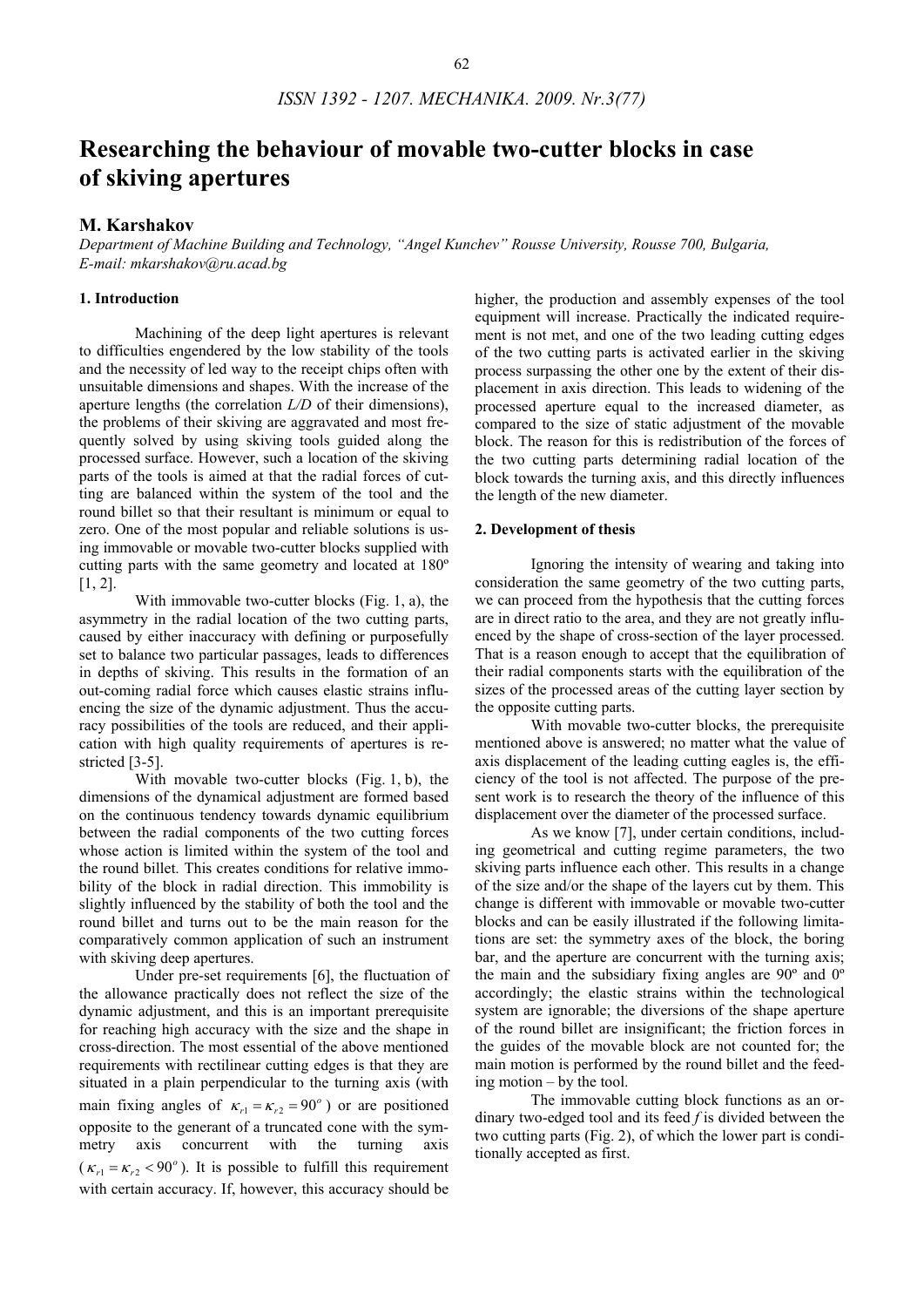# Researching the behaviour of movable two-cutter blocks in case of skiving apertures

**M. Karshakov**

*Department of Machine Building and Technology, "Angel Kunchev" Rousse University, Rousse 700, Bulgaria, E-mail: mkarshakov@ru.acad.bg*

## 1. Introduction

Machining of the deep light apertures is relevant to difficulties engendered by the low stability of the tools and the necessity of led way to the receipt chips often with unsuitable dimensions and shapes. With the increase of the aperture lengths (the correlation *L/D* of their dimensions), the problems of their skiving are aggravated and most frequently solved by using skiving tools guided along the processed surface. However, such a location of the skiving parts of the tools is aimed at that the radial forces of cutting are balanced within the system of the tool and the round billet so that their resultant is minimum or equal to zero. One of the most popular and reliable solutions is using immovable or movable two-cutter blocks supplied with cutting parts with the same geometry and located at 180º [1, 2].

With immovable two-cutter blocks (Fig. 1, a), the asymmetry in the radial location of the two cutting parts, caused by either inaccuracy with defining or purposefully set to balance two particular passages, leads to differences in depths of skiving. This results in the formation of an out-coming radial force which causes elastic strains influencing the size of the dynamic adjustment. Thus the accuracy possibilities of the tools are reduced, and their application with high quality requirements of apertures is restricted [3-5].

With movable two-cutter blocks (Fig. 1, b), the dimensions of the dynamical adjustment are formed based on the continuous tendency towards dynamic equilibrium between the radial components of the two cutting forces whose action is limited within the system of the tool and the round billet. This creates conditions for relative immobility of the block in radial direction. This immobility is slightly influenced by the stability of both the tool and the round billet and turns out to be the main reason for the comparatively common application of such an instrument with skiving deep apertures.

Under pre-set requirements [6], the fluctuation of the allowance practically does not reflect the size of the dynamic adjustment, and this is an important prerequisite for reaching high accuracy with the size and the shape in cross-direction. The most essential of the above mentioned requirements with rectilinear cutting edges is that they are situated in a plain perpendicular to the turning axis (with main fixing angles of $\kappa_{r1} = \kappa_{r2} = 90^o$) or are positioned opposite to the generant of a truncated cone with the symmetry axis concurrent with the turning axis ($\kappa_{r1} = \kappa_{r2} < 90^o$). It is possible to fulfill this requirement with certain accuracy. If, however, this accuracy should be higher, the production and assembly expenses of the tool equipment will increase. Practically the indicated requirement is not met, and one of the two leading cutting edges of the two cutting parts is activated earlier in the skiving process surpassing the other one by the extent of their displacement in axis direction. This leads to widening of the processed aperture equal to the increased diameter, as compared to the size of static adjustment of the movable block. The reason for this is redistribution of the forces of the two cutting parts determining radial location of the block towards the turning axis, and this directly influences the length of the new diameter.

## 2. Development of thesis

Ignoring the intensity of wearing and taking into consideration the same geometry of the two cutting parts, we can proceed from the hypothesis that the cutting forces are in direct ratio to the area, and they are not greatly influenced by the shape of cross-section of the layer processed. That is a reason enough to accept that the equilibration of their radial components starts with the equilibration of the sizes of the processed areas of the cutting layer section by the opposite cutting parts.

With movable two-cutter blocks, the prerequisite mentioned above is answered; no matter what the value of axis displacement of the leading cutting eagles is, the efficiency of the tool is not affected. The purpose of the present work is to research the theory of the influence of this displacement over the diameter of the processed surface.

As we know [7], under certain conditions, including geometrical and cutting regime parameters, the two skiving parts influence each other. This results in a change of the size and/or the shape of the layers cut by them. This change is different with immovable or movable two-cutter blocks and can be easily illustrated if the following limitations are set: the symmetry axes of the block, the boring bar, and the aperture are concurrent with the turning axis; the main and the subsidiary fixing angles are 90º and 0º accordingly; the elastic strains within the technological system are ignorable; the diversions of the shape aperture of the round billet are insignificant; the friction forces in the guides of the movable block are not counted for; the main motion is performed by the round billet and the feeding motion – by the tool.

The immovable cutting block functions as an ordinary two-edged tool and its feed *f* is divided between the two cutting parts (Fig. 2), of which the lower part is conditionally accepted as first.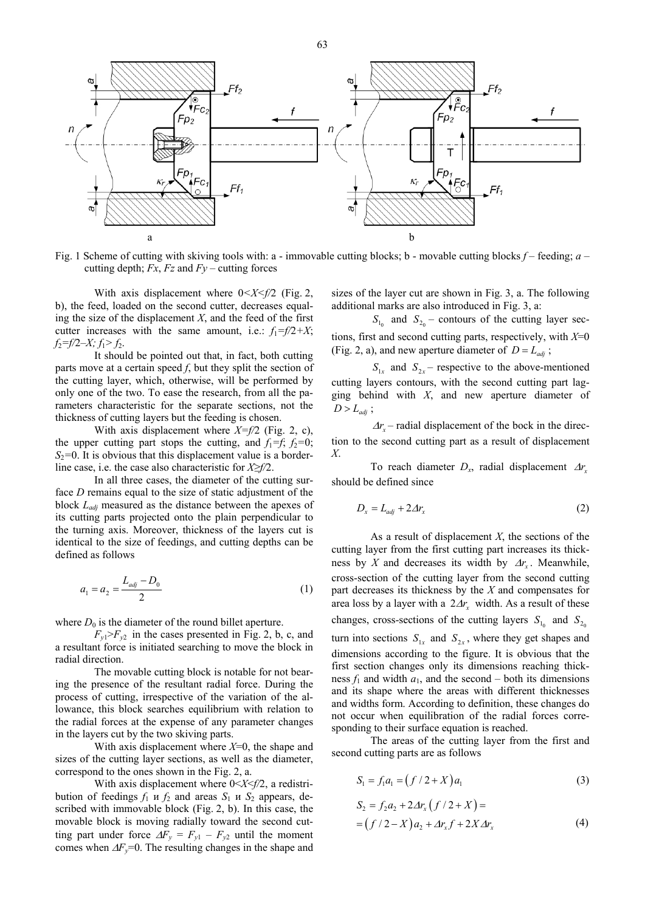Fig. 1 Scheme of cutting with skiving tools with: a - immovable cutting blocks; b - movable cutting blocks $f$ – feeding; $a$ – cutting depth; $Fx$, $Fz$ and $Fy$ – cutting forces

With axis displacement where $0<X<f/2$ (Fig. 2, b), the feed, loaded on the second cutter, decreases equaling the size of the displacement $X$, and the feed of the first cutter increases with the same amount, i.e.: $f_1=f/2+X$; $f_2=f/2–X$; $f_1> f_2$.

It should be pointed out that, in fact, both cutting parts move at a certain speed $f$, but they split the section of the cutting layer, which, otherwise, will be performed by only one of the two. To ease the research, from all the parameters characteristic for the separate sections, not the thickness of cutting layers but the feeding is chosen.

With axis displacement where $X=f/2$ (Fig. 2, c), the upper cutting part stops the cutting, and $f_1=f$; $f_2=0$; $S_2=0$. It is obvious that this displacement value is a borderline case, i.e. the case also characteristic for $X≥f/2$.

In all three cases, the diameter of the cutting surface $D$ remains equal to the size of static adjustment of the block $L_{adj}$ measured as the distance between the apexes of its cutting parts projected onto the plain perpendicular to the turning axis. Moreover, thickness of the layers cut is identical to the size of feedings, and cutting depths can be defined as follows

$$a_1 = a_2 = \frac{L_{adj} - D_0}{2} \tag{1}$$

where $D_0$ is the diameter of the round billet aperture.

$F_{y1}>F_{y2}$ in the cases presented in Fig. 2, b, c, and a resultant force is initiated searching to move the block in radial direction.

The movable cutting block is notable for not bearing the presence of the resultant radial force. During the process of cutting, irrespective of the variation of the allowance, this block searches equilibrium with relation to the radial forces at the expense of any parameter changes in the layers cut by the two skiving parts.

With axis displacement where $X=0$, the shape and sizes of the cutting layer sections, as well as the diameter, correspond to the ones shown in the Fig. 2, a.

With axis displacement where $0<X<f/2$, a redistribution of feedings $f_1$ и $f_2$ and areas $S_1$ и $S_2$ appears, described with immovable block (Fig. 2, b). In this case, the movable block is moving radially toward the second cutting part under force $\Delta F_y = F_{y1} – F_{y2}$ until the moment comes when $\Delta F_y=0$. The resulting changes in the shape and sizes of the layer cut are shown in Fig. 3, a. The following additional marks are also introduced in Fig. 3, a:

$S_{1_0}$ and $S_{2_0}$ – contours of the cutting layer sections, first and second cutting parts, respectively, with $X=0$ (Fig. 2, a), and new aperture diameter of $D = L_{adj}$;

$S_{1x}$ and $S_{2x}$ – respective to the above-mentioned cutting layers contours, with the second cutting part lagging behind with $X$, and new aperture diameter of $D > L_{adj}$;

$\Delta r_x$ – radial displacement of the bock in the direction to the second cutting part as a result of displacement $X$.

To reach diameter $D_x$, radial displacement $\Delta r_x$ should be defined since

$$D_x = L_{adj} + 2\Delta r_x \tag{2}$$

As a result of displacement $X$, the sections of the cutting layer from the first cutting part increases its thickness by $X$ and decreases its width by $\Delta r_x$. Meanwhile, cross-section of the cutting layer from the second cutting part decreases its thickness by the $X$ and compensates for area loss by a layer with a $2\Delta r_x$ width. As a result of these changes, cross-sections of the cutting layers $S_{1_0}$ and $S_{2_0}$ turn into sections $S_{1x}$ and $S_{2x}$, where they get shapes and dimensions according to the figure. It is obvious that the first section changes only its dimensions reaching thickness $f_1$ and width $a_1$, and the second – both its dimensions and its shape where the areas with different thicknesses and widths form. According to definition, these changes do not occur when equilibration of the radial forces corresponding to their surface equation is reached.

The areas of the cutting layer from the first and second cutting parts are as follows

$$S_1 = f_1 a_1 = \left(f/2 + X\right) a_1 \tag{3}$$

$$S_2 = f_2 a_2 + 2\Delta r_x \left(f/2 + X\right) = \\ = \left(f/2 - X\right) a_2 + \Delta r_x f + 2X\Delta r_x \tag{4}$$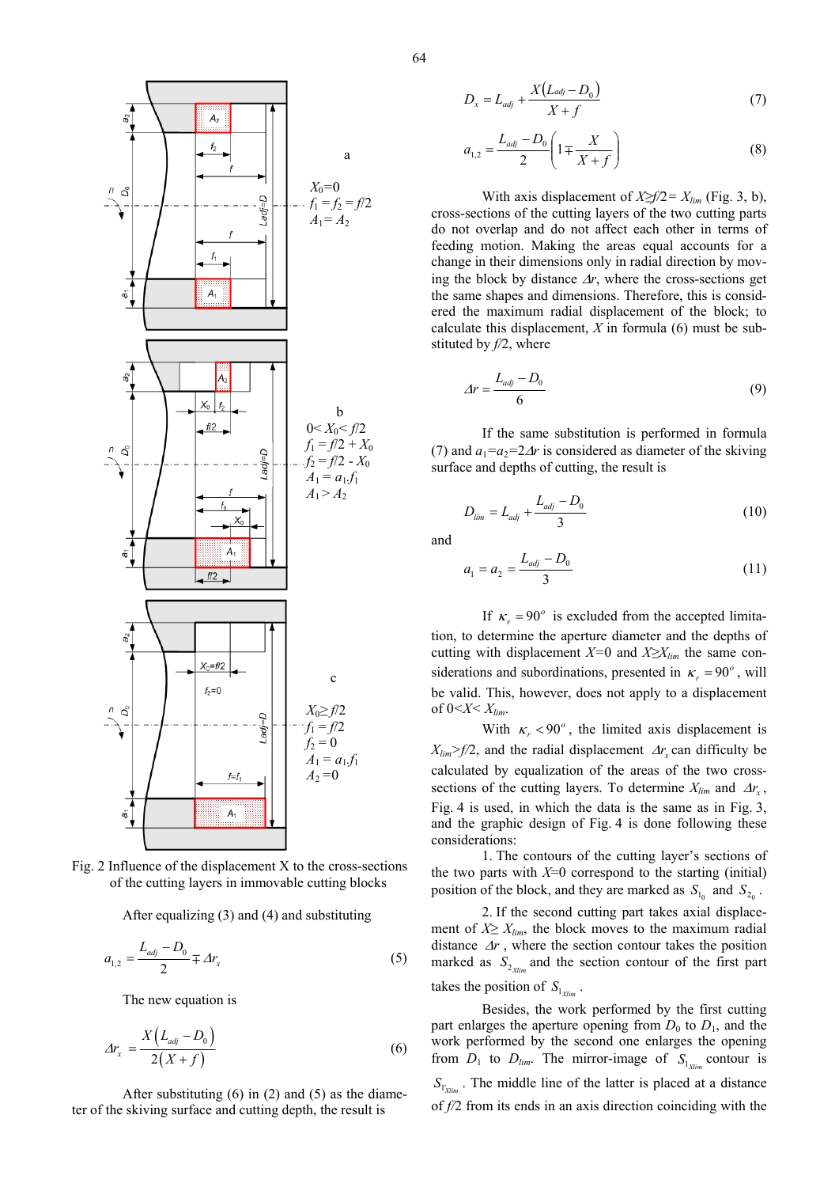a

$X_0=0$
$f_1=f_2=f/2$
$A_1=A_2$

b

$0<X_0<f/2$
$f_1=f/2+X_0$
$f_2=f/2-X_0$
$A_1=a_1.f_1$
$A_1>A_2$

c

$X_0 \geq f/2$
$f_1=f/2$
$f_2=0$
$A_1=a_1.f_1$
$A_2=0$

Fig. 2 Influence of the displacement X to the cross-sections of the cutting layers in immovable cutting blocks

After equalizing (3) and (4) and substituting

$$a_{1,2}=\frac{L_{adj}-D_0}{2}\mp\Delta r_x \tag{5}$$

The new equation is

$$\Delta r_x=\frac{X\left(L_{adj}-D_0\right)}{2\left(X+f\right)} \tag{6}$$

After substituting (6) in (2) and (5) as the diameter of the skiving surface and cutting depth, the result is

$$D_x=L_{adj}+\frac{X\left(L_{adj}-D_0\right)}{X+f} \tag{7}$$

$$a_{1,2}=\frac{L_{adj}-D_0}{2}\left(1\mp\frac{X}{X+f}\right) \tag{8}$$

With axis displacement of $X \geq f/2 = X_{lim}$ (Fig. 3, b), cross-sections of the cutting layers of the two cutting parts do not overlap and do not affect each other in terms of feeding motion. Making the areas equal accounts for a change in their dimensions only in radial direction by moving the block by distance $\Delta r$, where the cross-sections get the same shapes and dimensions. Therefore, this is considered the maximum radial displacement of the block; to calculate this displacement, $X$ in formula (6) must be substituted by $f/2$, where

$$\Delta r=\frac{L_{adj}-D_0}{6} \tag{9}$$

If the same substitution is performed in formula (7) and $a_1=a_2=2\Delta r$ is considered as diameter of the skiving surface and depths of cutting, the result is

$$D_{lim}=L_{adj}+\frac{L_{adj}-D_0}{3} \tag{10}$$

and

$$a_1=a_2=\frac{L_{adj}-D_0}{3} \tag{11}$$

If $\kappa_r=90^o$ is excluded from the accepted limitation, to determine the aperture diameter and the depths of cutting with displacement $X$=0 and $X \geq X_{lim}$ the same considerations and subordinations, presented in $\kappa_r=90^o$, will be valid. This, however, does not apply to a displacement of $0<X<X_{lim}$.

With $\kappa_r<90^o$, the limited axis displacement is $X_{lim}>f/2$, and the radial displacement $\Delta r_x$ can difficulty be calculated by equalization of the areas of the two cross-sections of the cutting layers. To determine $X_{lim}$ and $\Delta r_x$, Fig. 4 is used, in which the data is the same as in Fig. 3, and the graphic design of Fig. 4 is done following these considerations:

1. The contours of the cutting layer's sections of the two parts with $X$=0 correspond to the starting (initial) position of the block, and they are marked as $S_{1_0}$ and $S_{2_0}$.

2. If the second cutting part takes axial displacement of $X \geq X_{lim}$, the block moves to the maximum radial distance $\Delta r$, where the section contour takes the position marked as $S_{2_{Xlim}}$ and the section contour of the first part takes the position of $S_{1_{Xlim}}$.

Besides, the work performed by the first cutting part enlarges the aperture opening from $D_0$ to $D_1$, and the work performed by the second one enlarges the opening from $D_1$ to $D_{lim}$. The mirror-image of $S_{1_{Xlim}}$ contour is $S_{1'_{Xlim}}$. The middle line of the latter is placed at a distance of $f/2$ from its ends in an axis direction coinciding with the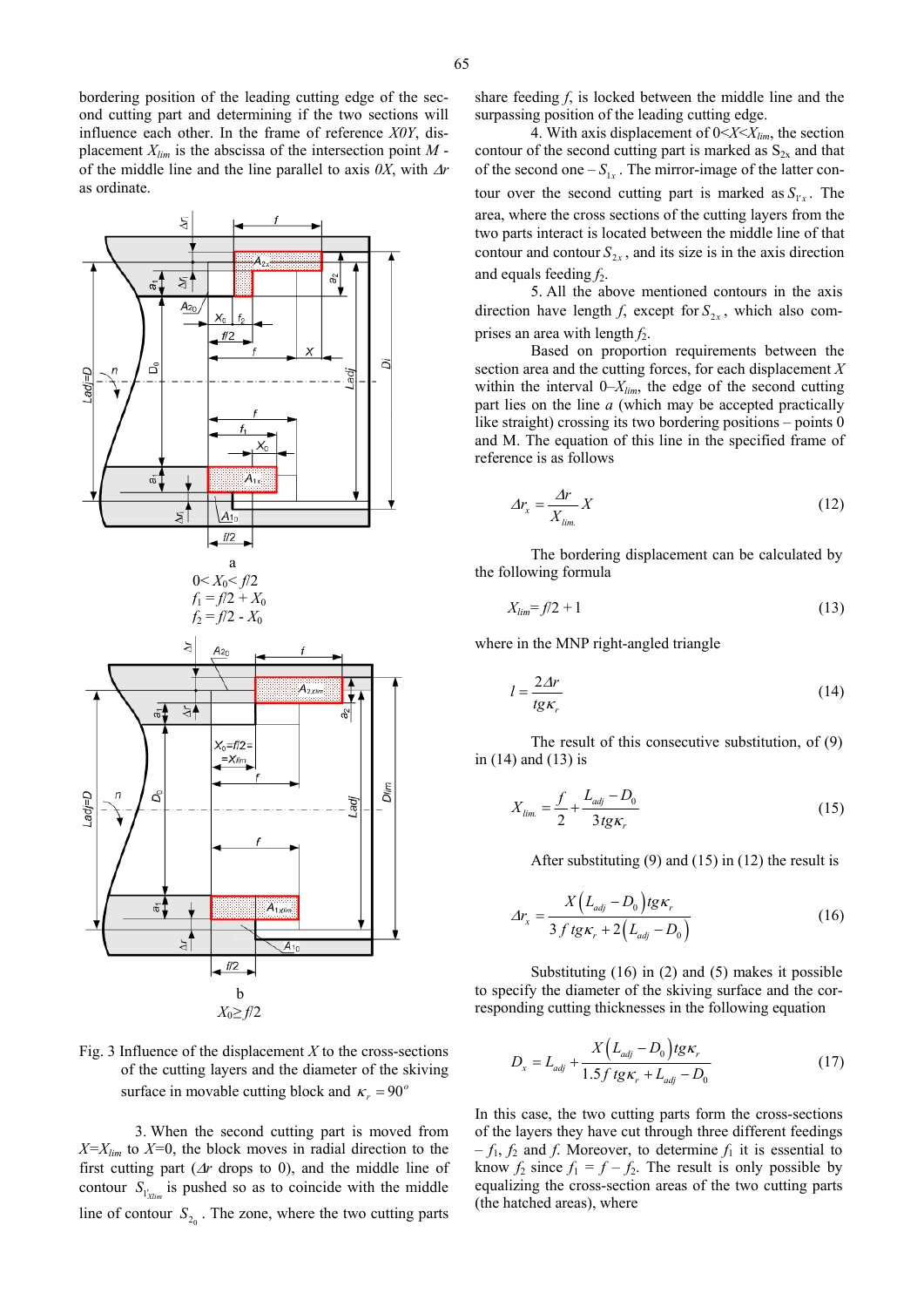bordering position of the leading cutting edge of the second cutting part and determining if the two sections will influence each other. In the frame of reference *X0Y*, displacement $X_{lim}$ is the abscissa of the intersection point *M* - of the middle line and the line parallel to axis *0X*, with $\Delta r$ as ordinate.

a

$0 < X_0 < f/2$

$f_1 = f/2 + X_0$

$f_2 = f/2 - X_0$

b

$X_0 \geq f/2$

Fig. 3 Influence of the displacement *X* to the cross-sections of the cutting layers and the diameter of the skiving surface in movable cutting block and $\kappa_r = 90^o$

3. When the second cutting part is moved from $X=X_{lim}$ to $X=0$, the block moves in radial direction to the first cutting part ($\Delta r$ drops to 0), and the middle line of contour $S_{1'_{Xlim}}$ is pushed so as to coincide with the middle line of contour $S_{2_0}$. The zone, where the two cutting parts share feeding *f*, is locked between the middle line and the surpassing position of the leading cutting edge.

4. With axis displacement of $0<X<X_{lim}$, the section contour of the second cutting part is marked as $S_{2x}$ and that of the second one – $S_{1x}$. The mirror-image of the latter contour over the second cutting part is marked as $S_{1'x}$. The area, where the cross sections of the cutting layers from the two parts interact is located between the middle line of that contour and contour $S_{2x}$, and its size is in the axis direction and equals feeding $f_2$.

5. All the above mentioned contours in the axis direction have length *f*, except for $S_{2x}$, which also comprises an area with length $f_2$.

Based on proportion requirements between the section area and the cutting forces, for each displacement *X* within the interval $0$–$X_{lim}$, the edge of the second cutting part lies on the line *a* (which may be accepted practically like straight) crossing its two bordering positions – points 0 and M. The equation of this line in the specified frame of reference is as follows

$$\Delta r_x = \frac{\Delta r}{X_{lim.}} X \tag{12}$$

The bordering displacement can be calculated by the following formula

$$X_{lim} = f/2 + l \tag{13}$$

where in the MNP right-angled triangle

$$l = \frac{2\Delta r}{tg\kappa_r} \tag{14}$$

The result of this consecutive substitution, of (9) in (14) and (13) is

$$X_{lim.} = \frac{f}{2} + \frac{L_{adj} - D_0}{3 tg\kappa_r} \tag{15}$$

After substituting (9) and (15) in (12) the result is

$$\Delta r_x = \frac{X\left(L_{adj} - D_0\right) tg\kappa_r}{3\, f\, tg\kappa_r + 2\left(L_{adj} - D_0\right)} \tag{16}$$

Substituting (16) in (2) and (5) makes it possible to specify the diameter of the skiving surface and the corresponding cutting thicknesses in the following equation

$$D_x = L_{adj} + \frac{X\left(L_{adj} - D_0\right) tg\kappa_r}{1.5 f\, tg\kappa_r + L_{adj} - D_0} \tag{17}$$

In this case, the two cutting parts form the cross-sections of the layers they have cut through three different feedings – $f_1$, $f_2$ and *f*. Moreover, to determine $f_1$ it is essential to know $f_2$ since $f_1 = f - f_2$. The result is only possible by equalizing the cross-section areas of the two cutting parts (the hatched areas), where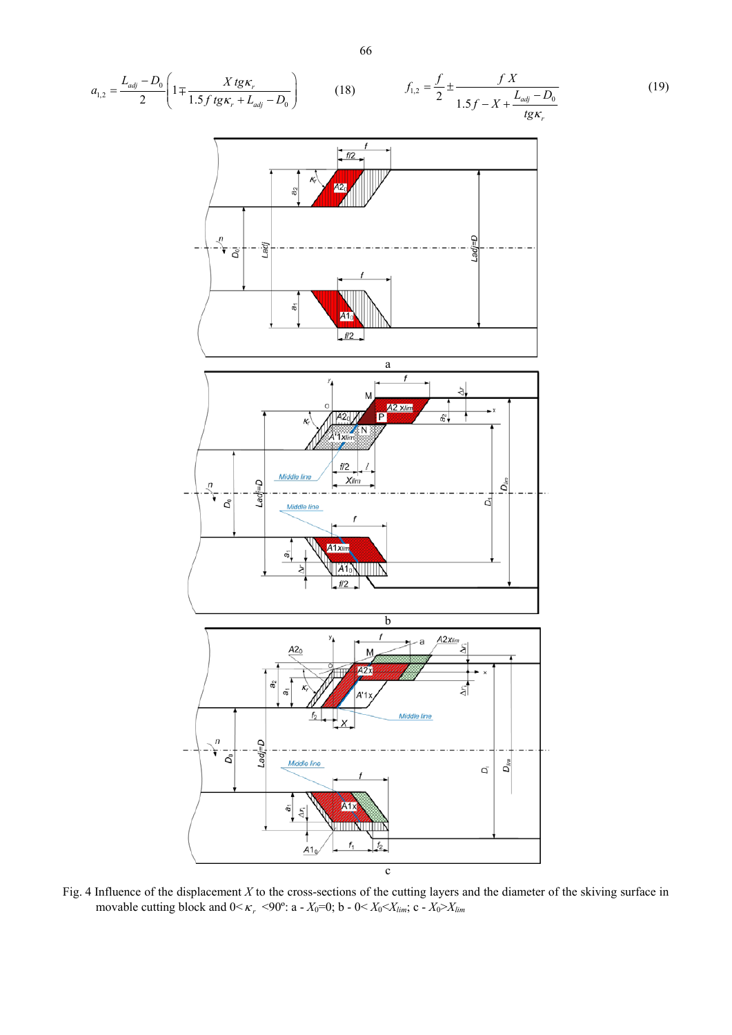$$a_{1,2} = \frac{L_{adj} - D_0}{2}\left(1 \mp \frac{X\,tg\kappa_r}{1.5f\,tg\kappa_r + L_{adj} - D_0}\right) \qquad (18)$$

$$f_{1,2} = \frac{f}{2} \pm \frac{f\,X}{1.5f - X + \dfrac{L_{adj} - D_0}{tg\kappa_r}} \qquad (19)$$

Fig. 4 Influence of the displacement $X$ to the cross-sections of the cutting layers and the diameter of the skiving surface in movable cutting block and $0<\kappa_r<90°$: a - $X_0=0$; b - $0<X_0<X_{lim}$; c - $X_0>X_{lim}$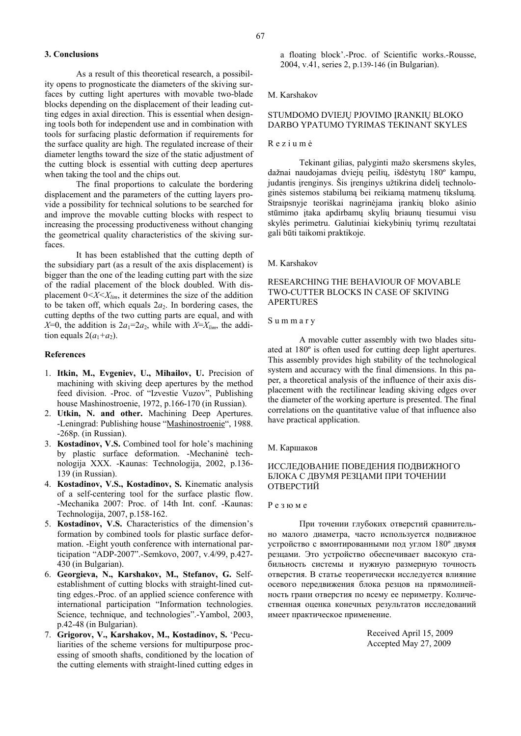## 3. Conclusions

As a result of this theoretical research, a possibility opens to prognosticate the diameters of the skiving surfaces by cutting light apertures with movable two-blade blocks depending on the displacement of their leading cutting edges in axial direction. This is essential when designing tools both for independent use and in combination with tools for surfacing plastic deformation if requirements for the surface quality are high. The regulated increase of their diameter lengths toward the size of the static adjustment of the cutting block is essential with cutting deep apertures when taking the tool and the chips out.

The final proportions to calculate the bordering displacement and the parameters of the cutting layers provide a possibility for technical solutions to be searched for and improve the movable cutting blocks with respect to increasing the processing productiveness without changing the geometrical quality characteristics of the skiving surfaces.

It has been established that the cutting depth of the subsidiary part (as a result of the axis displacement) is bigger than the one of the leading cutting part with the size of the radial placement of the block doubled. With displacement $0<X<X_{lim}$, it determines the size of the addition to be taken off, which equals $2a_2$. In bordering cases, the cutting depths of the two cutting parts are equal, and with $X=0$, the addition is $2a_1=2a_2$, while with $X=X_{lim}$, the addition equals $2(a_1+a_2)$.

## References

1. **Itkin, M., Evgeniev, U., Mihailov, U.** Precision of machining with skiving deep apertures by the method feed division. -Proc. of "Izvestie Vuzov", Publishing house Mashinostroenie, 1972, p.166-170 (in Russian).
2. **Utkin, N. and other.** Machining Deep Apertures. -Leningrad: Publishing house "Mashinostroenie", 1988. -268p. (in Russian).
3. **Kostadinov, V.S.** Combined tool for hole's machining by plastic surface deformation. -Mechaninė technologija XXX. -Kaunas: Technologija, 2002, p.136-139 (in Russian).
4. **Kostadinov, V.S., Kostadinov, S.** Kinematic analysis of a self-centering tool for the surface plastic flow. -Mechanika 2007: Proc. of 14th Int. conf. -Kaunas: Technologija, 2007, p.158-162.
5. **Kostadinov, V.S.** Characteristics of the dimension's formation by combined tools for plastic surface deformation. -Eight youth conference with international participation "ADP-2007".-Semkovo, 2007, v.4/99, p.427-430 (in Bulgarian).
6. **Georgieva, N., Karshakov, M., Stefanov, G.** Self-establishment of cutting blocks with straight-lined cutting edges.-Proc. of an applied science conference with international participation "Information technologies. Science, technique, and technologies".-Yambol, 2003, p.42-48 (in Bulgarian).
7. **Grigorov, V., Karshakov, M., Kostadinov, S.** 'Peculiarities of the scheme versions for multipurpose processing of smooth shafts, conditioned by the location of the cutting elements with straight-lined cutting edges in a floating block'.-Proc. of Scientific works.-Rousse, 2004, v.41, series 2, p.139-146 (in Bulgarian).

M. Karshakov

### STUMDOMO DVIEJŲ PJOVIMO ĮRANKIŲ BLOKO DARBO YPATUMO TYRIMAS TEKINANT SKYLES

R e z i u m ė

Tekinant gilias, palyginti mažo skersmens skyles, dažnai naudojamas dviejų peilių, išdėstytų 180º kampu, judantis įrenginys. Šis įrenginys užtikrina didelį technologinės sistemos stabilumą bei reikiamą matmenų tikslumą. Straipsnyje teoriškai nagrinėjama įrankių bloko ašinio stūmimo įtaka apdirbamų skylių briaunų tiesumui visu skylės perimetru. Galutiniai kiekybinių tyrimų rezultatai gali būti taikomi praktikoje.

M. Karshakov

### RESEARCHING THE BEHAVIOUR OF MOVABLE TWO-CUTTER BLOCKS IN CASE OF SKIVING APERTURES

S u m m a r y

A movable cutter assembly with two blades situated at 180º is often used for cutting deep light apertures. This assembly provides high stability of the technological system and accuracy with the final dimensions. In this paper, a theoretical analysis of the influence of their axis displacement with the rectilinear leading skiving edges over the diameter of the working aperture is presented. The final correlations on the quantitative value of that influence also have practical application.

М. Каршаков

### ИССЛЕДОВАНИЕ ПОВЕДЕНИЯ ПОДВИЖНОГО БЛОКА С ДВУМЯ РЕЗЦАМИ ПРИ ТОЧЕНИИ ОТВЕРСТИЙ

Р е з ю м е

При точении глубоких отверстий сравнительно малого диаметра, часто используется подвижное устройство с вмонтированными под углом 180º двумя резцами. Это устройство обеспечивает высокую стабильность системы и нужную размерную точность отверстия. В статье теоретически исследуется влияние осевого передвижения блока резцов на прямолинейность грани отверстия по всему ее периметру. Количественная оценка конечных результатов исследований имеет практическое применение.

Received April 15, 2009
Accepted May 27, 2009